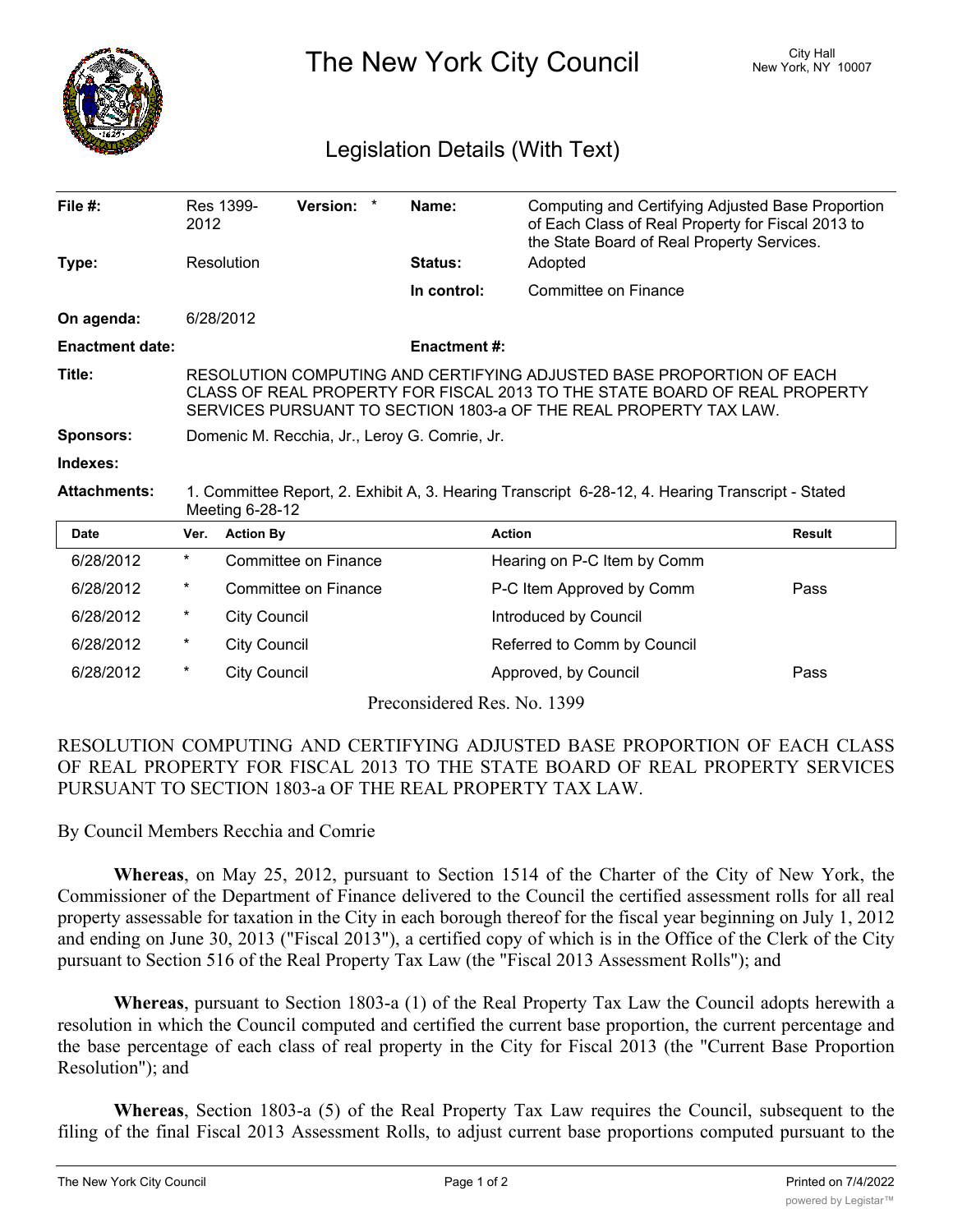# The New York City Council

City Hall
New York, NY 10007

## Legislation Details (With Text)

| | | | |
|---|---|---|---|
| **File #:** | Res 1399-2012 **Version:** * | **Name:** | Computing and Certifying Adjusted Base Proportion of Each Class of Real Property for Fiscal 2013 to the State Board of Real Property Services. |
| **Type:** | Resolution | **Status:** | Adopted |
| | | **In control:** | Committee on Finance |
| **On agenda:** | 6/28/2012 | | |
| **Enactment date:** | | **Enactment #:** | |
| **Title:** | RESOLUTION COMPUTING AND CERTIFYING ADJUSTED BASE PROPORTION OF EACH CLASS OF REAL PROPERTY FOR FISCAL 2013 TO THE STATE BOARD OF REAL PROPERTY SERVICES PURSUANT TO SECTION 1803-a OF THE REAL PROPERTY TAX LAW. | | |
| **Sponsors:** | Domenic M. Recchia, Jr., Leroy G. Comrie, Jr. | | |
| **Indexes:** | | | |
| **Attachments:** | 1. Committee Report, 2. Exhibit A, 3. Hearing Transcript 6-28-12, 4. Hearing Transcript - Stated Meeting 6-28-12 | | |

| Date | Ver. | Action By | Action | Result |
|---|---|---|---|---|
| 6/28/2012 | * | Committee on Finance | Hearing on P-C Item by Comm | |
| 6/28/2012 | * | Committee on Finance | P-C Item Approved by Comm | Pass |
| 6/28/2012 | * | City Council | Introduced by Council | |
| 6/28/2012 | * | City Council | Referred to Comm by Council | |
| 6/28/2012 | * | City Council | Approved, by Council | Pass |

Preconsidered Res. No. 1399

RESOLUTION COMPUTING AND CERTIFYING ADJUSTED BASE PROPORTION OF EACH CLASS OF REAL PROPERTY FOR FISCAL 2013 TO THE STATE BOARD OF REAL PROPERTY SERVICES PURSUANT TO SECTION 1803-a OF THE REAL PROPERTY TAX LAW.

By Council Members Recchia and Comrie

**Whereas**, on May 25, 2012, pursuant to Section 1514 of the Charter of the City of New York, the Commissioner of the Department of Finance delivered to the Council the certified assessment rolls for all real property assessable for taxation in the City in each borough thereof for the fiscal year beginning on July 1, 2012 and ending on June 30, 2013 ("Fiscal 2013"), a certified copy of which is in the Office of the Clerk of the City pursuant to Section 516 of the Real Property Tax Law (the "Fiscal 2013 Assessment Rolls"); and

**Whereas**, pursuant to Section 1803-a (1) of the Real Property Tax Law the Council adopts herewith a resolution in which the Council computed and certified the current base proportion, the current percentage and the base percentage of each class of real property in the City for Fiscal 2013 (the "Current Base Proportion Resolution"); and

**Whereas**, Section 1803-a (5) of the Real Property Tax Law requires the Council, subsequent to the filing of the final Fiscal 2013 Assessment Rolls, to adjust current base proportions computed pursuant to the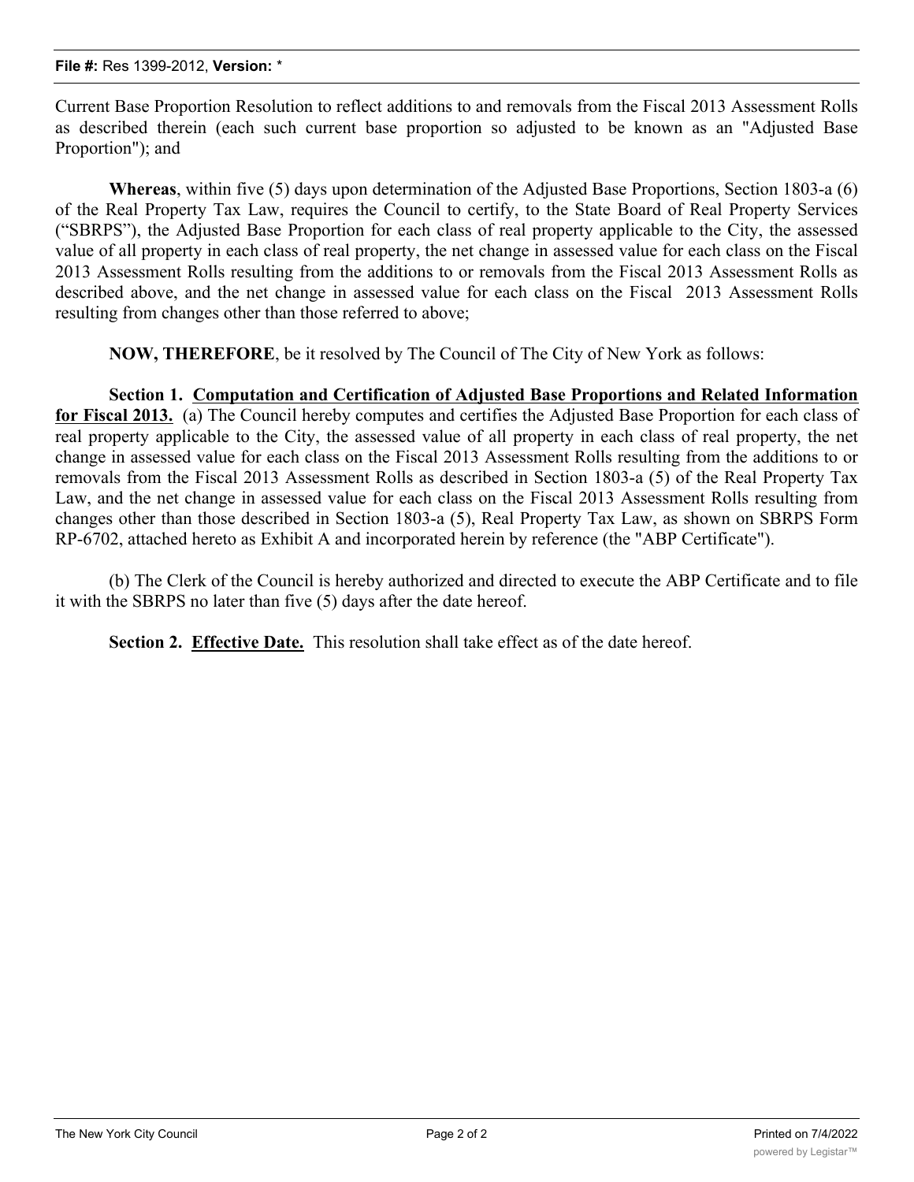Current Base Proportion Resolution to reflect additions to and removals from the Fiscal 2013 Assessment Rolls as described therein (each such current base proportion so adjusted to be known as an "Adjusted Base Proportion"); and

**Whereas**, within five (5) days upon determination of the Adjusted Base Proportions, Section 1803-a (6) of the Real Property Tax Law, requires the Council to certify, to the State Board of Real Property Services ("SBRPS"), the Adjusted Base Proportion for each class of real property applicable to the City, the assessed value of all property in each class of real property, the net change in assessed value for each class on the Fiscal 2013 Assessment Rolls resulting from the additions to or removals from the Fiscal 2013 Assessment Rolls as described above, and the net change in assessed value for each class on the Fiscal 2013 Assessment Rolls resulting from changes other than those referred to above;

**NOW, THEREFORE**, be it resolved by The Council of The City of New York as follows:

**Section 1. Computation and Certification of Adjusted Base Proportions and Related Information for Fiscal 2013.** (a) The Council hereby computes and certifies the Adjusted Base Proportion for each class of real property applicable to the City, the assessed value of all property in each class of real property, the net change in assessed value for each class on the Fiscal 2013 Assessment Rolls resulting from the additions to or removals from the Fiscal 2013 Assessment Rolls as described in Section 1803-a (5) of the Real Property Tax Law, and the net change in assessed value for each class on the Fiscal 2013 Assessment Rolls resulting from changes other than those described in Section 1803-a (5), Real Property Tax Law, as shown on SBRPS Form RP-6702, attached hereto as Exhibit A and incorporated herein by reference (the "ABP Certificate").

(b) The Clerk of the Council is hereby authorized and directed to execute the ABP Certificate and to file it with the SBRPS no later than five (5) days after the date hereof.

**Section 2. Effective Date.** This resolution shall take effect as of the date hereof.